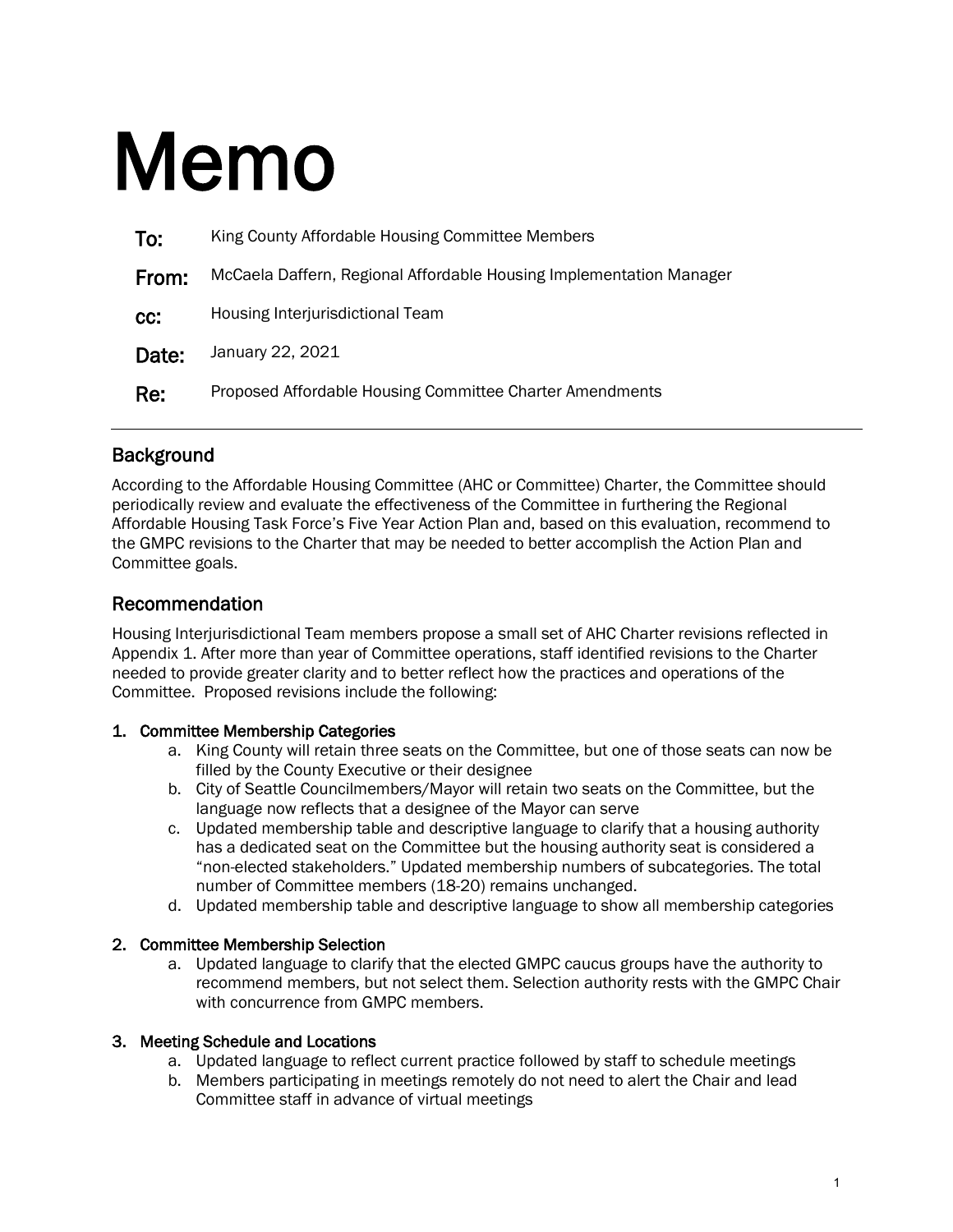# Memo

**To:** King County Affordable Housing Committee Members

**From:** McCaela Daffern, Regional Affordable Housing Implementation Manager

**cc:** Housing Interjurisdictional Team

**Date:** January 22, 2021

**Re:** Proposed Affordable Housing Committee Charter Amendments

---

## Background

According to the Affordable Housing Committee (AHC or Committee) Charter, the Committee should periodically review and evaluate the effectiveness of the Committee in furthering the Regional Affordable Housing Task Force's Five Year Action Plan and, based on this evaluation, recommend to the GMPC revisions to the Charter that may be needed to better accomplish the Action Plan and Committee goals.

## Recommendation

Housing Interjurisdictional Team members propose a small set of AHC Charter revisions reflected in Appendix 1. After more than year of Committee operations, staff identified revisions to the Charter needed to provide greater clarity and to better reflect how the practices and operations of the Committee. Proposed revisions include the following:

### 1. Committee Membership Categories

a. King County will retain three seats on the Committee, but one of those seats can now be filled by the County Executive or their designee

b. City of Seattle Councilmembers/Mayor will retain two seats on the Committee, but the language now reflects that a designee of the Mayor can serve

c. Updated membership table and descriptive language to clarify that a housing authority has a dedicated seat on the Committee but the housing authority seat is considered a "non-elected stakeholders." Updated membership numbers of subcategories. The total number of Committee members (18-20) remains unchanged.

d. Updated membership table and descriptive language to show all membership categories

### 2. Committee Membership Selection

a. Updated language to clarify that the elected GMPC caucus groups have the authority to recommend members, but not select them. Selection authority rests with the GMPC Chair with concurrence from GMPC members.

### 3. Meeting Schedule and Locations

a. Updated language to reflect current practice followed by staff to schedule meetings

b. Members participating in meetings remotely do not need to alert the Chair and lead Committee staff in advance of virtual meetings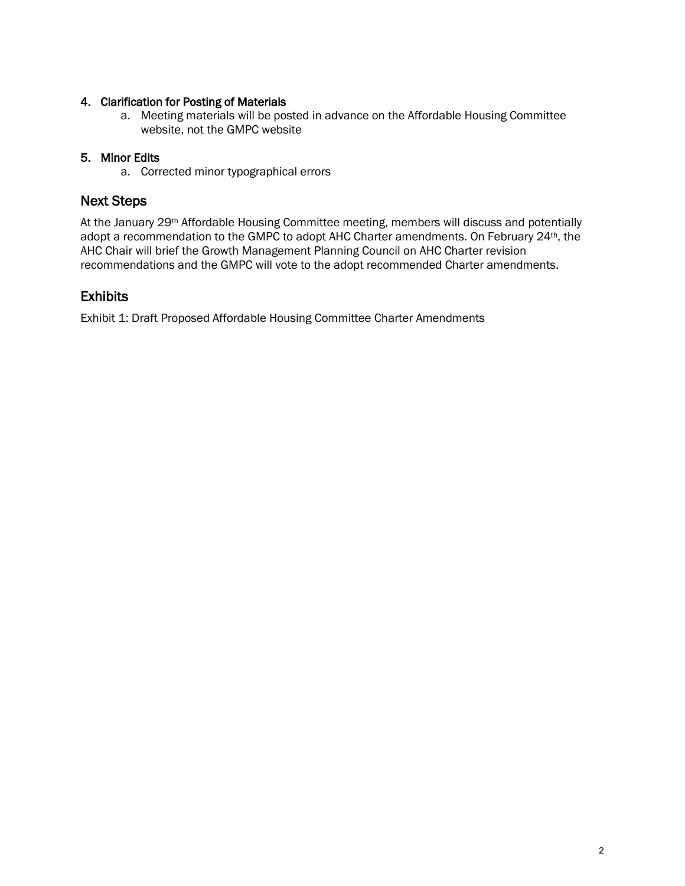4. **Clarification for Posting of Materials**
    a. Meeting materials will be posted in advance on the Affordable Housing Committee website, not the GMPC website

5. **Minor Edits**
    a. Corrected minor typographical errors

## Next Steps

At the January 29th Affordable Housing Committee meeting, members will discuss and potentially adopt a recommendation to the GMPC to adopt AHC Charter amendments. On February 24th, the AHC Chair will brief the Growth Management Planning Council on AHC Charter revision recommendations and the GMPC will vote to the adopt recommended Charter amendments.

## Exhibits

Exhibit 1: Draft Proposed Affordable Housing Committee Charter Amendments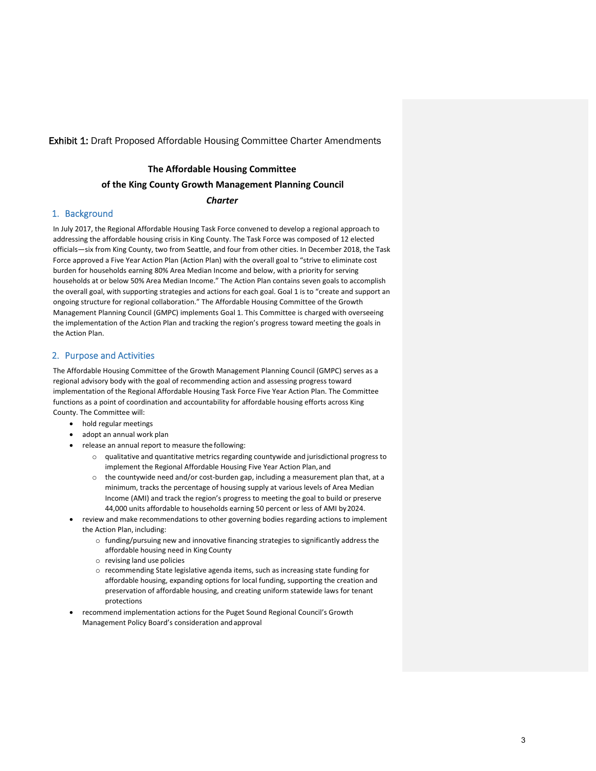**Exhibit 1:** Draft Proposed Affordable Housing Committee Charter Amendments

**The Affordable Housing Committee**

**of the King County Growth Management Planning Council**

***Charter***

## 1. Background

In July 2017, the Regional Affordable Housing Task Force convened to develop a regional approach to addressing the affordable housing crisis in King County. The Task Force was composed of 12 elected officials—six from King County, two from Seattle, and four from other cities. In December 2018, the Task Force approved a Five Year Action Plan (Action Plan) with the overall goal to "strive to eliminate cost burden for households earning 80% Area Median Income and below, with a priority for serving households at or below 50% Area Median Income." The Action Plan contains seven goals to accomplish the overall goal, with supporting strategies and actions for each goal. Goal 1 is to "create and support an ongoing structure for regional collaboration." The Affordable Housing Committee of the Growth Management Planning Council (GMPC) implements Goal 1. This Committee is charged with overseeing the implementation of the Action Plan and tracking the region's progress toward meeting the goals in the Action Plan.

## 2. Purpose and Activities

The Affordable Housing Committee of the Growth Management Planning Council (GMPC) serves as a regional advisory body with the goal of recommending action and assessing progress toward implementation of the Regional Affordable Housing Task Force Five Year Action Plan. The Committee functions as a point of coordination and accountability for affordable housing efforts across King County. The Committee will:

- hold regular meetings
- adopt an annual work plan
- release an annual report to measure the following:
  - qualitative and quantitative metrics regarding countywide and jurisdictional progress to implement the Regional Affordable Housing Five Year Action Plan, and
  - the countywide need and/or cost-burden gap, including a measurement plan that, at a minimum, tracks the percentage of housing supply at various levels of Area Median Income (AMI) and track the region's progress to meeting the goal to build or preserve 44,000 units affordable to households earning 50 percent or less of AMI by 2024.
- review and make recommendations to other governing bodies regarding actions to implement the Action Plan, including:
  - funding/pursuing new and innovative financing strategies to significantly address the affordable housing need in King County
  - revising land use policies
  - recommending State legislative agenda items, such as increasing state funding for affordable housing, expanding options for local funding, supporting the creation and preservation of affordable housing, and creating uniform statewide laws for tenant protections
- recommend implementation actions for the Puget Sound Regional Council's Growth Management Policy Board's consideration and approval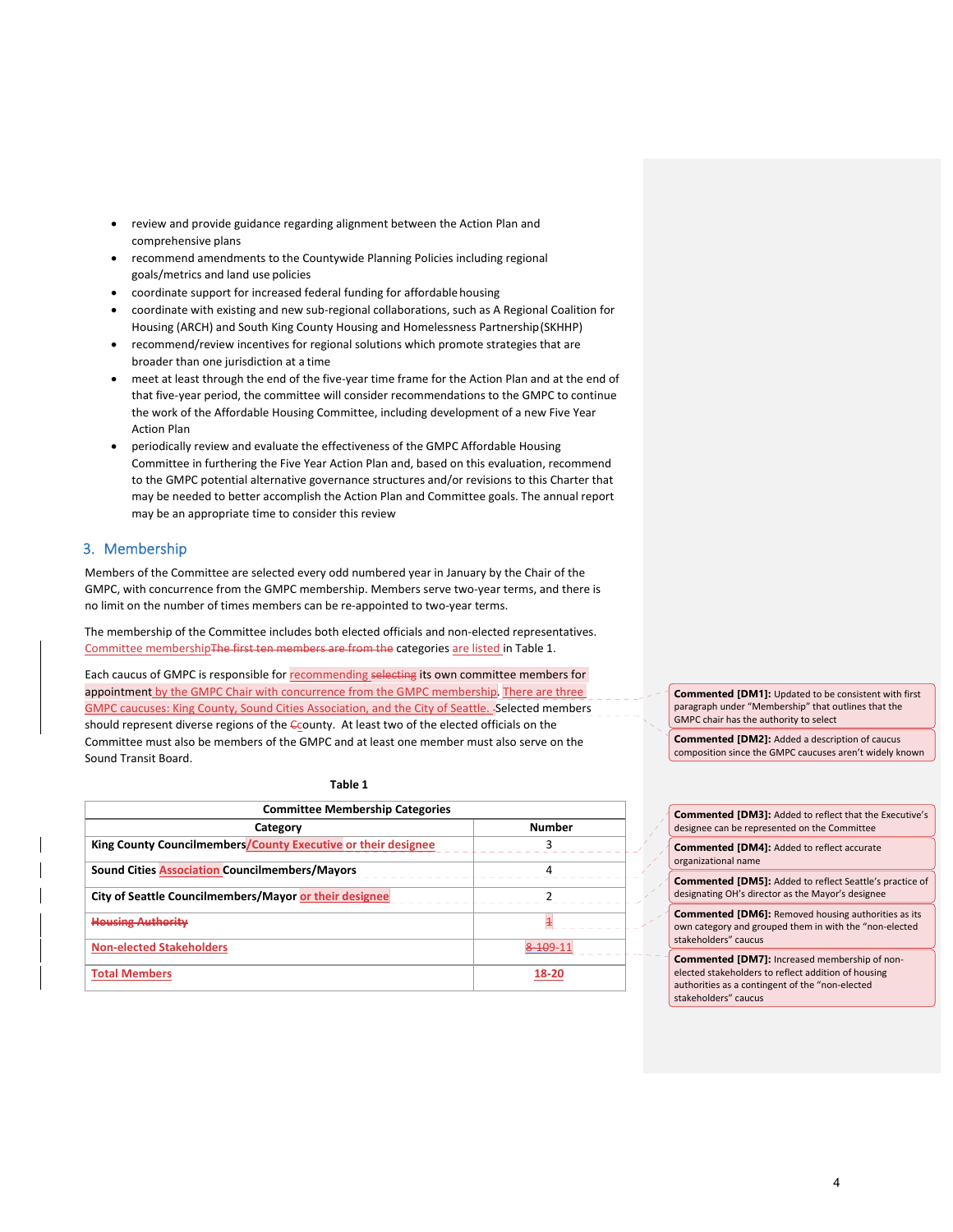- review and provide guidance regarding alignment between the Action Plan and comprehensive plans
- recommend amendments to the Countywide Planning Policies including regional goals/metrics and land use policies
- coordinate support for increased federal funding for affordable housing
- coordinate with existing and new sub-regional collaborations, such as A Regional Coalition for Housing (ARCH) and South King County Housing and Homelessness Partnership (SKHHP)
- recommend/review incentives for regional solutions which promote strategies that are broader than one jurisdiction at a time
- meet at least through the end of the five-year time frame for the Action Plan and at the end of that five-year period, the committee will consider recommendations to the GMPC to continue the work of the Affordable Housing Committee, including development of a new Five Year Action Plan
- periodically review and evaluate the effectiveness of the GMPC Affordable Housing Committee in furthering the Five Year Action Plan and, based on this evaluation, recommend to the GMPC potential alternative governance structures and/or revisions to this Charter that may be needed to better accomplish the Action Plan and Committee goals. The annual report may be an appropriate time to consider this review

## 3. Membership

Members of the Committee are selected every odd numbered year in January by the Chair of the GMPC, with concurrence from the GMPC membership. Members serve two-year terms, and there is no limit on the number of times members can be re-appointed to two-year terms.

The membership of the Committee includes both elected officials and non-elected representatives. Committee membership~~The first ten members are from the~~ categories are listed in Table 1.

Each caucus of GMPC is responsible for recommending ~~selecting~~ its own committee members for appointment by the GMPC Chair with concurrence from the GMPC membership. There are three GMPC caucuses: King County, Sound Cities Association, and the City of Seattle. Selected members should represent diverse regions of the ~~C~~county. At least two of the elected officials on the Committee must also be members of the GMPC and at least one member must also serve on the Sound Transit Board.

**Table 1**

| Committee Membership Categories | |
|---|---|
| **Category** | **Number** |
| **King County Councilmembers/County Executive or their designee** | 3 |
| **Sound Cities Association Councilmembers/Mayors** | 4 |
| **City of Seattle Councilmembers/Mayor or their designee** | 2 |
| ~~**Housing Authority**~~ | ~~1~~ |
| **Non-elected Stakeholders** | ~~8-10~~9-11 |
| **Total Members** | **18-20** |

**Commented [DM1]:** Updated to be consistent with first paragraph under "Membership" that outlines that the GMPC chair has the authority to select

**Commented [DM2]:** Added a description of caucus composition since the GMPC caucuses aren't widely known

**Commented [DM3]:** Added to reflect that the Executive's designee can be represented on the Committee

**Commented [DM4]:** Added to reflect accurate organizational name

**Commented [DM5]:** Added to reflect Seattle's practice of designating OH's director as the Mayor's designee

**Commented [DM6]:** Removed housing authorities as its own category and grouped them in with the "non-elected stakeholders" caucus

**Commented [DM7]:** Increased membership of non-elected stakeholders to reflect addition of housing authorities as a contingent of the "non-elected stakeholders" caucus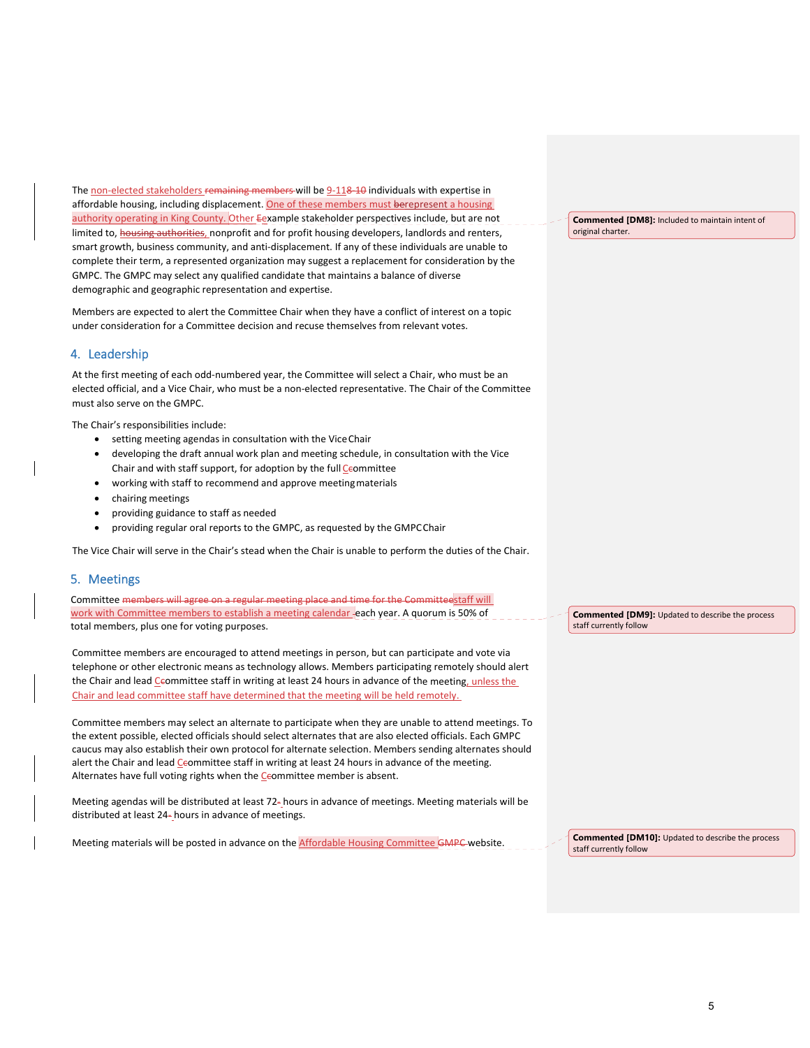The non-elected stakeholders ~~remaining members~~ will be 9-11~~8-10~~ individuals with expertise in affordable housing, including displacement. One of these members must ~~be~~represent a housing authority operating in King County. Other ~~E~~example stakeholder perspectives include, but are not limited to, ~~housing authorities,~~ nonprofit and for profit housing developers, landlords and renters, smart growth, business community, and anti-displacement. If any of these individuals are unable to complete their term, a represented organization may suggest a replacement for consideration by the GMPC. The GMPC may select any qualified candidate that maintains a balance of diverse demographic and geographic representation and expertise.

> **Commented [DM8]:** Included to maintain intent of original charter.

Members are expected to alert the Committee Chair when they have a conflict of interest on a topic under consideration for a Committee decision and recuse themselves from relevant votes.

## 4. Leadership

At the first meeting of each odd-numbered year, the Committee will select a Chair, who must be an elected official, and a Vice Chair, who must be a non-elected representative. The Chair of the Committee must also serve on the GMPC.

The Chair's responsibilities include:

- setting meeting agendas in consultation with the Vice Chair
- developing the draft annual work plan and meeting schedule, in consultation with the Vice Chair and with staff support, for adoption by the full C~~c~~ommittee
- working with staff to recommend and approve meeting materials
- chairing meetings
- providing guidance to staff as needed
- providing regular oral reports to the GMPC, as requested by the GMPC Chair

The Vice Chair will serve in the Chair's stead when the Chair is unable to perform the duties of the Chair.

## 5. Meetings

Committee ~~members will agree on a regular meeting place and time for the Committee~~staff will work with Committee members to establish a meeting calendar each year. A quorum is 50% of total members, plus one for voting purposes.

> **Commented [DM9]:** Updated to describe the process staff currently follow

Committee members are encouraged to attend meetings in person, but can participate and vote via telephone or other electronic means as technology allows. Members participating remotely should alert the Chair and lead C~~c~~ommittee staff in writing at least 24 hours in advance of the meeting, unless the Chair and lead committee staff have determined that the meeting will be held remotely.

Committee members may select an alternate to participate when they are unable to attend meetings. To the extent possible, elected officials should select alternates that are also elected officials. Each GMPC caucus may also establish their own protocol for alternate selection. Members sending alternates should alert the Chair and lead C~~c~~ommittee staff in writing at least 24 hours in advance of the meeting. Alternates have full voting rights when the C~~c~~ommittee member is absent.

Meeting agendas will be distributed at least 72~~-~~ hours in advance of meetings. Meeting materials will be distributed at least 24~~-~~ hours in advance of meetings.

Meeting materials will be posted in advance on the Affordable Housing Committee ~~GMPC~~ website.

> **Commented [DM10]:** Updated to describe the process staff currently follow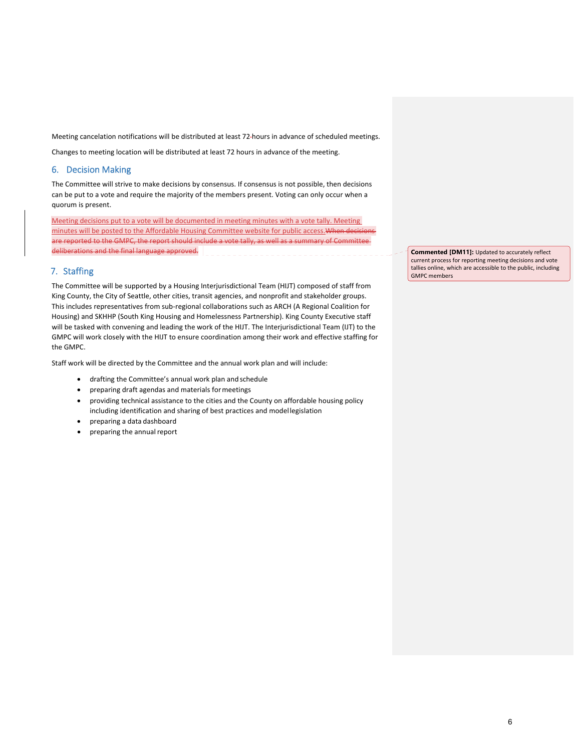Meeting cancelation notifications will be distributed at least 72-hours in advance of scheduled meetings.

Changes to meeting location will be distributed at least 72 hours in advance of the meeting.

## 6. Decision Making

The Committee will strive to make decisions by consensus. If consensus is not possible, then decisions can be put to a vote and require the majority of the members present. Voting can only occur when a quorum is present.

Meeting decisions put to a vote will be documented in meeting minutes with a vote tally. Meeting minutes will be posted to the Affordable Housing Committee website for public access. ~~When decisions are reported to the GMPC, the report should include a vote tally, as well as a summary of Committee deliberations and the final language approved.~~

**Commented [DM11]:** Updated to accurately reflect current process for reporting meeting decisions and vote tallies online, which are accessible to the public, including GMPC members

## 7. Staffing

The Committee will be supported by a Housing Interjurisdictional Team (HIJT) composed of staff from King County, the City of Seattle, other cities, transit agencies, and nonprofit and stakeholder groups. This includes representatives from sub-regional collaborations such as ARCH (A Regional Coalition for Housing) and SKHHP (South King Housing and Homelessness Partnership). King County Executive staff will be tasked with convening and leading the work of the HIJT. The Interjurisdictional Team (IJT) to the GMPC will work closely with the HIJT to ensure coordination among their work and effective staffing for the GMPC.

Staff work will be directed by the Committee and the annual work plan and will include:

- drafting the Committee's annual work plan and schedule
- preparing draft agendas and materials for meetings
- providing technical assistance to the cities and the County on affordable housing policy including identification and sharing of best practices and model legislation
- preparing a data dashboard
- preparing the annual report